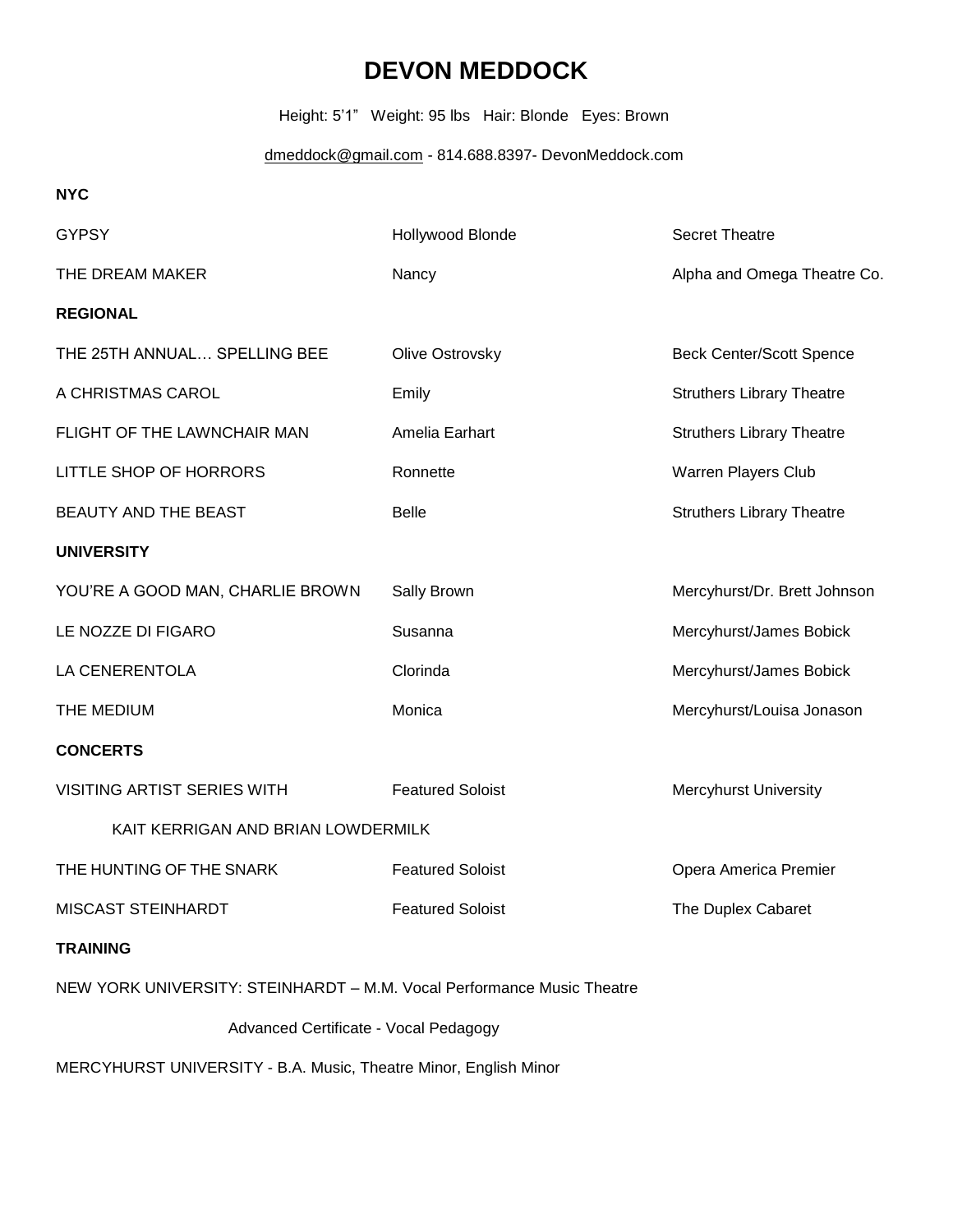# DEVON MEDDOCK

Height: 5'1" Weight: 95 lbs Hair: Blonde Eyes: Brown

dmeddock@gmail.com - 814.688.8397- DevonMeddock.com

**NYC**

| | | |
|---|---|---|
| GYPSY | Hollywood Blonde | Secret Theatre |
| THE DREAM MAKER | Nancy | Alpha and Omega Theatre Co. |

**REGIONAL**

| | | |
|---|---|---|
| THE 25TH ANNUAL… SPELLING BEE | Olive Ostrovsky | Beck Center/Scott Spence |
| A CHRISTMAS CAROL | Emily | Struthers Library Theatre |
| FLIGHT OF THE LAWNCHAIR MAN | Amelia Earhart | Struthers Library Theatre |
| LITTLE SHOP OF HORRORS | Ronnette | Warren Players Club |
| BEAUTY AND THE BEAST | Belle | Struthers Library Theatre |

**UNIVERSITY**

| | | |
|---|---|---|
| YOU'RE A GOOD MAN, CHARLIE BROWN | Sally Brown | Mercyhurst/Dr. Brett Johnson |
| LE NOZZE DI FIGARO | Susanna | Mercyhurst/James Bobick |
| LA CENERENTOLA | Clorinda | Mercyhurst/James Bobick |
| THE MEDIUM | Monica | Mercyhurst/Louisa Jonason |

**CONCERTS**

| | | |
|---|---|---|
| VISITING ARTIST SERIES WITH KAIT KERRIGAN AND BRIAN LOWDERMILK | Featured Soloist | Mercyhurst University |
| THE HUNTING OF THE SNARK | Featured Soloist | Opera America Premier |
| MISCAST STEINHARDT | Featured Soloist | The Duplex Cabaret |

**TRAINING**

NEW YORK UNIVERSITY: STEINHARDT – M.M. Vocal Performance Music Theatre

Advanced Certificate - Vocal Pedagogy

MERCYHURST UNIVERSITY - B.A. Music, Theatre Minor, English Minor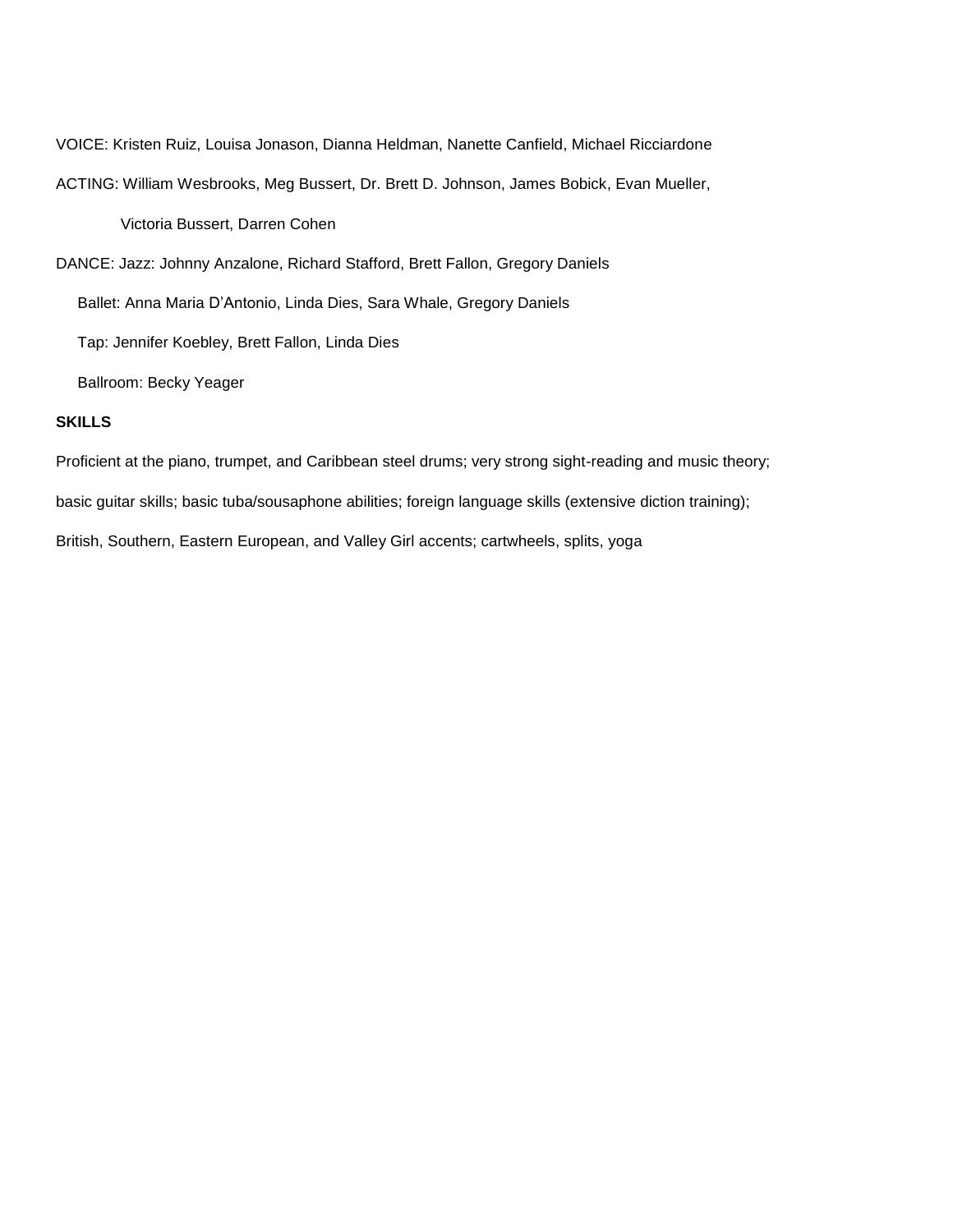VOICE: Kristen Ruiz, Louisa Jonason, Dianna Heldman, Nanette Canfield, Michael Ricciardone

ACTING: William Wesbrooks, Meg Bussert, Dr. Brett D. Johnson, James Bobick, Evan Mueller, Victoria Bussert, Darren Cohen

DANCE: Jazz: Johnny Anzalone, Richard Stafford, Brett Fallon, Gregory Daniels

Ballet: Anna Maria D'Antonio, Linda Dies, Sara Whale, Gregory Daniels

Tap: Jennifer Koebley, Brett Fallon, Linda Dies

Ballroom: Becky Yeager

**SKILLS**

Proficient at the piano, trumpet, and Caribbean steel drums; very strong sight-reading and music theory; basic guitar skills; basic tuba/sousaphone abilities; foreign language skills (extensive diction training); British, Southern, Eastern European, and Valley Girl accents; cartwheels, splits, yoga